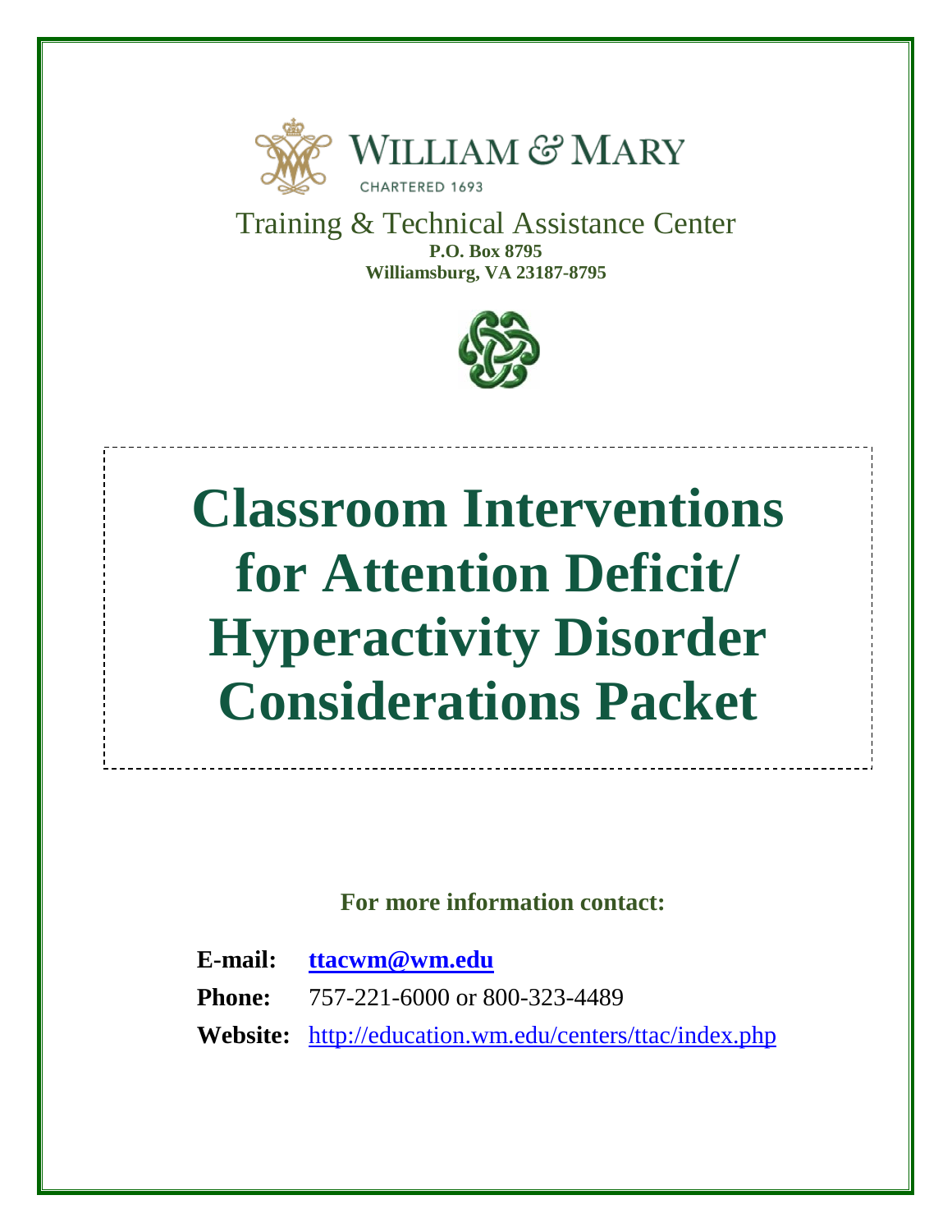WILLIAM & MARY

CHARTERED 1693

Training & Technical Assistance Center

**P.O. Box 8795**

**Williamsburg, VA 23187-8795**

# Classroom Interventions for Attention Deficit/ Hyperactivity Disorder Considerations Packet

**For more information contact:**

**E-mail:** **ttacwm@wm.edu**

**Phone:** 757-221-6000 or 800-323-4489

**Website:** http://education.wm.edu/centers/ttac/index.php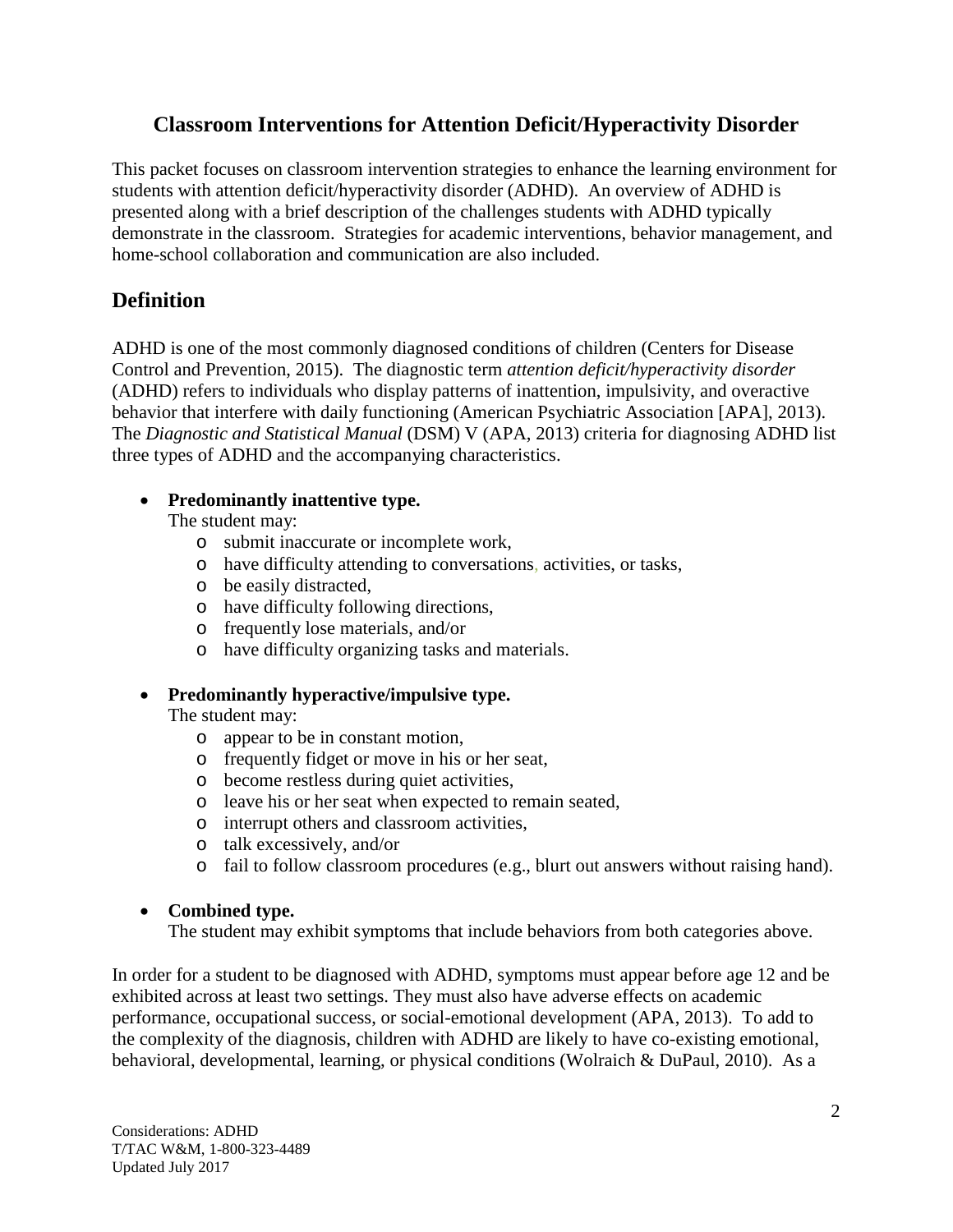## Classroom Interventions for Attention Deficit/Hyperactivity Disorder

This packet focuses on classroom intervention strategies to enhance the learning environment for students with attention deficit/hyperactivity disorder (ADHD). An overview of ADHD is presented along with a brief description of the challenges students with ADHD typically demonstrate in the classroom. Strategies for academic interventions, behavior management, and home-school collaboration and communication are also included.

## Definition

ADHD is one of the most commonly diagnosed conditions of children (Centers for Disease Control and Prevention, 2015). The diagnostic term *attention deficit/hyperactivity disorder* (ADHD) refers to individuals who display patterns of inattention, impulsivity, and overactive behavior that interfere with daily functioning (American Psychiatric Association [APA], 2013). The *Diagnostic and Statistical Manual* (DSM) V (APA, 2013) criteria for diagnosing ADHD list three types of ADHD and the accompanying characteristics.

- **Predominantly inattentive type.**
  The student may:
  - submit inaccurate or incomplete work,
  - have difficulty attending to conversations, activities, or tasks,
  - be easily distracted,
  - have difficulty following directions,
  - frequently lose materials, and/or
  - have difficulty organizing tasks and materials.

- **Predominantly hyperactive/impulsive type.**
  The student may:
  - appear to be in constant motion,
  - frequently fidget or move in his or her seat,
  - become restless during quiet activities,
  - leave his or her seat when expected to remain seated,
  - interrupt others and classroom activities,
  - talk excessively, and/or
  - fail to follow classroom procedures (e.g., blurt out answers without raising hand).

- **Combined type.**
  The student may exhibit symptoms that include behaviors from both categories above.

In order for a student to be diagnosed with ADHD, symptoms must appear before age 12 and be exhibited across at least two settings. They must also have adverse effects on academic performance, occupational success, or social-emotional development (APA, 2013). To add to the complexity of the diagnosis, children with ADHD are likely to have co-existing emotional, behavioral, developmental, learning, or physical conditions (Wolraich & DuPaul, 2010). As a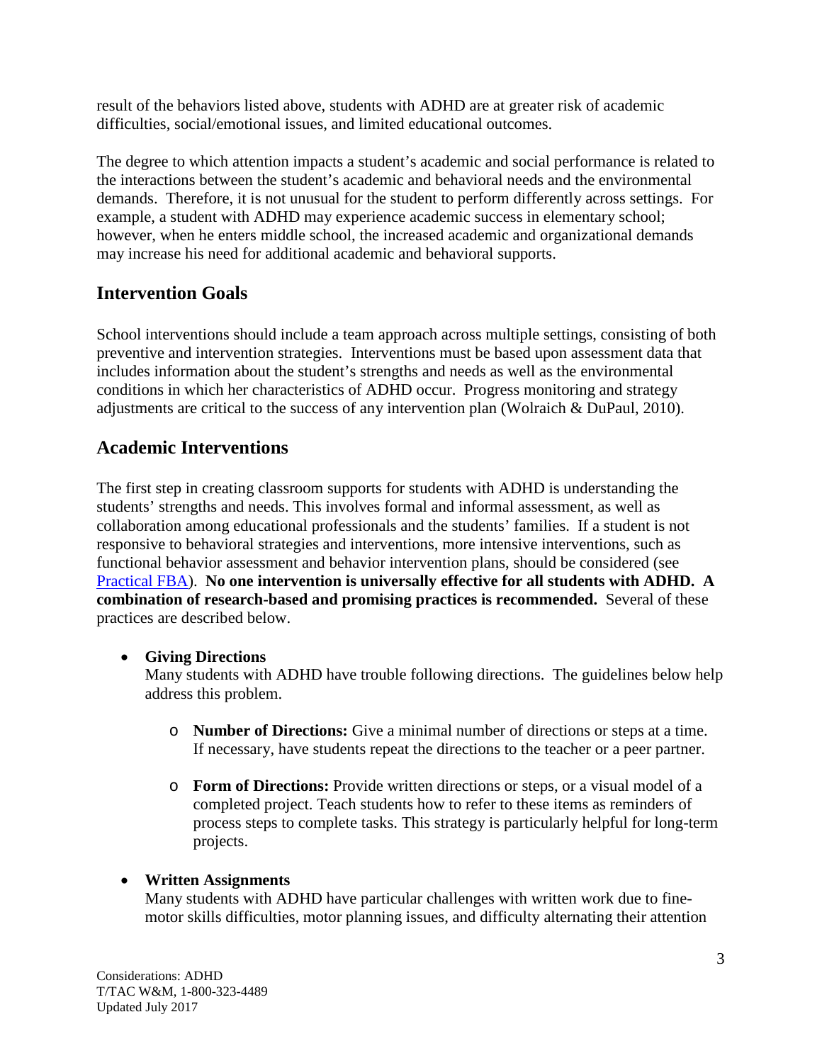result of the behaviors listed above, students with ADHD are at greater risk of academic difficulties, social/emotional issues, and limited educational outcomes.

The degree to which attention impacts a student's academic and social performance is related to the interactions between the student's academic and behavioral needs and the environmental demands. Therefore, it is not unusual for the student to perform differently across settings. For example, a student with ADHD may experience academic success in elementary school; however, when he enters middle school, the increased academic and organizational demands may increase his need for additional academic and behavioral supports.

## Intervention Goals

School interventions should include a team approach across multiple settings, consisting of both preventive and intervention strategies. Interventions must be based upon assessment data that includes information about the student's strengths and needs as well as the environmental conditions in which her characteristics of ADHD occur. Progress monitoring and strategy adjustments are critical to the success of any intervention plan (Wolraich & DuPaul, 2010).

## Academic Interventions

The first step in creating classroom supports for students with ADHD is understanding the students' strengths and needs. This involves formal and informal assessment, as well as collaboration among educational professionals and the students' families. If a student is not responsive to behavioral strategies and interventions, more intensive interventions, such as functional behavior assessment and behavior intervention plans, should be considered (see Practical FBA). **No one intervention is universally effective for all students with ADHD. A combination of research-based and promising practices is recommended.** Several of these practices are described below.

- **Giving Directions**
  Many students with ADHD have trouble following directions. The guidelines below help address this problem.
  - **Number of Directions:** Give a minimal number of directions or steps at a time. If necessary, have students repeat the directions to the teacher or a peer partner.
  - **Form of Directions:** Provide written directions or steps, or a visual model of a completed project. Teach students how to refer to these items as reminders of process steps to complete tasks. This strategy is particularly helpful for long-term projects.
- **Written Assignments**
  Many students with ADHD have particular challenges with written work due to fine-motor skills difficulties, motor planning issues, and difficulty alternating their attention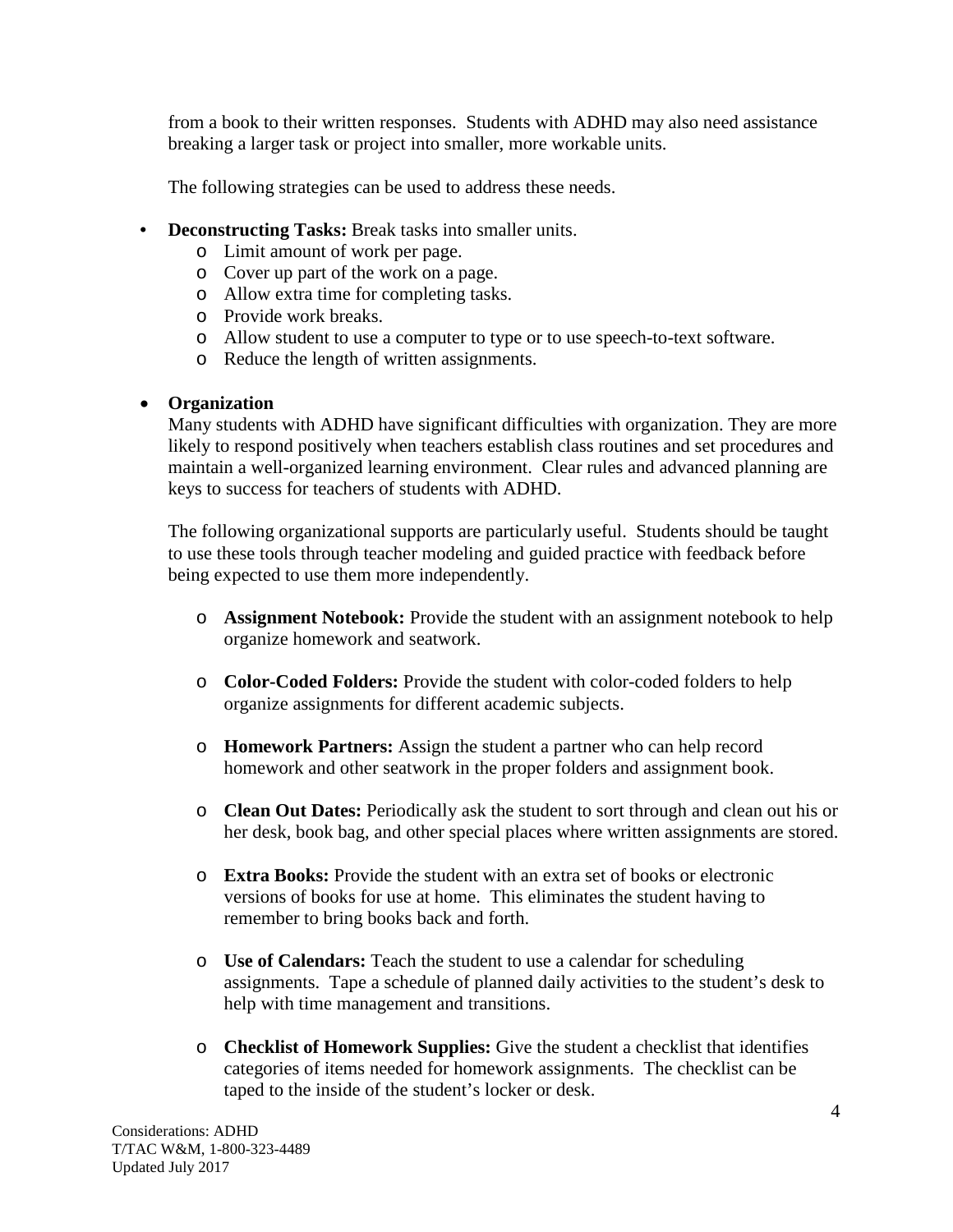from a book to their written responses. Students with ADHD may also need assistance breaking a larger task or project into smaller, more workable units.

The following strategies can be used to address these needs.

- **Deconstructing Tasks:** Break tasks into smaller units.
  - Limit amount of work per page.
  - Cover up part of the work on a page.
  - Allow extra time for completing tasks.
  - Provide work breaks.
  - Allow student to use a computer to type or to use speech-to-text software.
  - Reduce the length of written assignments.

- **Organization**
  
  Many students with ADHD have significant difficulties with organization. They are more likely to respond positively when teachers establish class routines and set procedures and maintain a well-organized learning environment. Clear rules and advanced planning are keys to success for teachers of students with ADHD.

  The following organizational supports are particularly useful. Students should be taught to use these tools through teacher modeling and guided practice with feedback before being expected to use them more independently.

  - **Assignment Notebook:** Provide the student with an assignment notebook to help organize homework and seatwork.

  - **Color-Coded Folders:** Provide the student with color-coded folders to help organize assignments for different academic subjects.

  - **Homework Partners:** Assign the student a partner who can help record homework and other seatwork in the proper folders and assignment book.

  - **Clean Out Dates:** Periodically ask the student to sort through and clean out his or her desk, book bag, and other special places where written assignments are stored.

  - **Extra Books:** Provide the student with an extra set of books or electronic versions of books for use at home. This eliminates the student having to remember to bring books back and forth.

  - **Use of Calendars:** Teach the student to use a calendar for scheduling assignments. Tape a schedule of planned daily activities to the student's desk to help with time management and transitions.

  - **Checklist of Homework Supplies:** Give the student a checklist that identifies categories of items needed for homework assignments. The checklist can be taped to the inside of the student's locker or desk.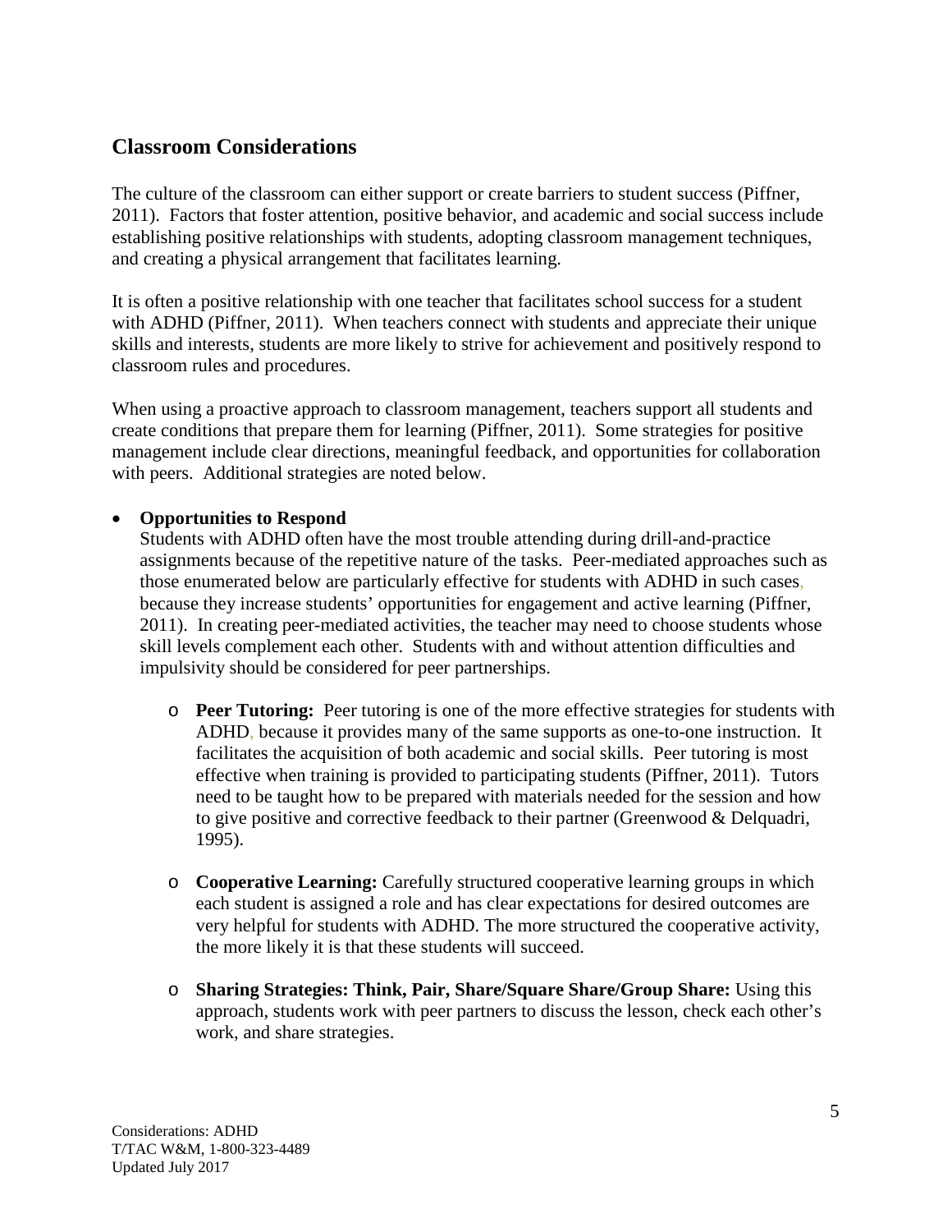## Classroom Considerations

The culture of the classroom can either support or create barriers to student success (Piffner, 2011). Factors that foster attention, positive behavior, and academic and social success include establishing positive relationships with students, adopting classroom management techniques, and creating a physical arrangement that facilitates learning.

It is often a positive relationship with one teacher that facilitates school success for a student with ADHD (Piffner, 2011). When teachers connect with students and appreciate their unique skills and interests, students are more likely to strive for achievement and positively respond to classroom rules and procedures.

When using a proactive approach to classroom management, teachers support all students and create conditions that prepare them for learning (Piffner, 2011). Some strategies for positive management include clear directions, meaningful feedback, and opportunities for collaboration with peers. Additional strategies are noted below.

- **Opportunities to Respond**
  Students with ADHD often have the most trouble attending during drill-and-practice assignments because of the repetitive nature of the tasks. Peer-mediated approaches such as those enumerated below are particularly effective for students with ADHD in such cases, because they increase students' opportunities for engagement and active learning (Piffner, 2011). In creating peer-mediated activities, the teacher may need to choose students whose skill levels complement each other. Students with and without attention difficulties and impulsivity should be considered for peer partnerships.

  - **Peer Tutoring:** Peer tutoring is one of the more effective strategies for students with ADHD, because it provides many of the same supports as one-to-one instruction. It facilitates the acquisition of both academic and social skills. Peer tutoring is most effective when training is provided to participating students (Piffner, 2011). Tutors need to be taught how to be prepared with materials needed for the session and how to give positive and corrective feedback to their partner (Greenwood & Delquadri, 1995).

  - **Cooperative Learning:** Carefully structured cooperative learning groups in which each student is assigned a role and has clear expectations for desired outcomes are very helpful for students with ADHD. The more structured the cooperative activity, the more likely it is that these students will succeed.

  - **Sharing Strategies: Think, Pair, Share/Square Share/Group Share:** Using this approach, students work with peer partners to discuss the lesson, check each other's work, and share strategies.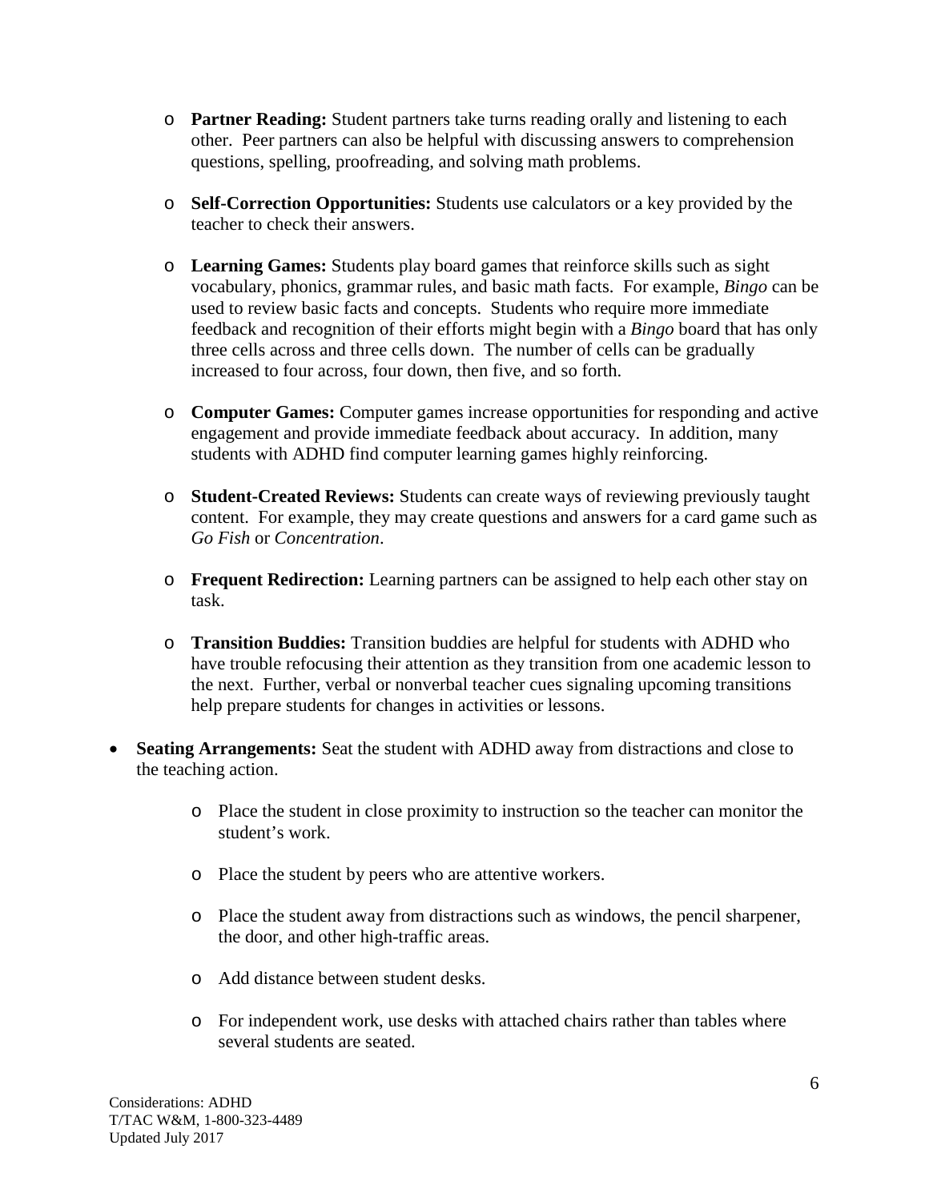- **Partner Reading:** Student partners take turns reading orally and listening to each other. Peer partners can also be helpful with discussing answers to comprehension questions, spelling, proofreading, and solving math problems.

   - **Self-Correction Opportunities:** Students use calculators or a key provided by the teacher to check their answers.

   - **Learning Games:** Students play board games that reinforce skills such as sight vocabulary, phonics, grammar rules, and basic math facts. For example, *Bingo* can be used to review basic facts and concepts. Students who require more immediate feedback and recognition of their efforts might begin with a *Bingo* board that has only three cells across and three cells down. The number of cells can be gradually increased to four across, four down, then five, and so forth.

   - **Computer Games:** Computer games increase opportunities for responding and active engagement and provide immediate feedback about accuracy. In addition, many students with ADHD find computer learning games highly reinforcing.

   - **Student-Created Reviews:** Students can create ways of reviewing previously taught content. For example, they may create questions and answers for a card game such as *Go Fish* or *Concentration*.

   - **Frequent Redirection:** Learning partners can be assigned to help each other stay on task.

   - **Transition Buddies:** Transition buddies are helpful for students with ADHD who have trouble refocusing their attention as they transition from one academic lesson to the next. Further, verbal or nonverbal teacher cues signaling upcoming transitions help prepare students for changes in activities or lessons.

- **Seating Arrangements:** Seat the student with ADHD away from distractions and close to the teaching action.

   - Place the student in close proximity to instruction so the teacher can monitor the student's work.

   - Place the student by peers who are attentive workers.

   - Place the student away from distractions such as windows, the pencil sharpener, the door, and other high-traffic areas.

   - Add distance between student desks.

   - For independent work, use desks with attached chairs rather than tables where several students are seated.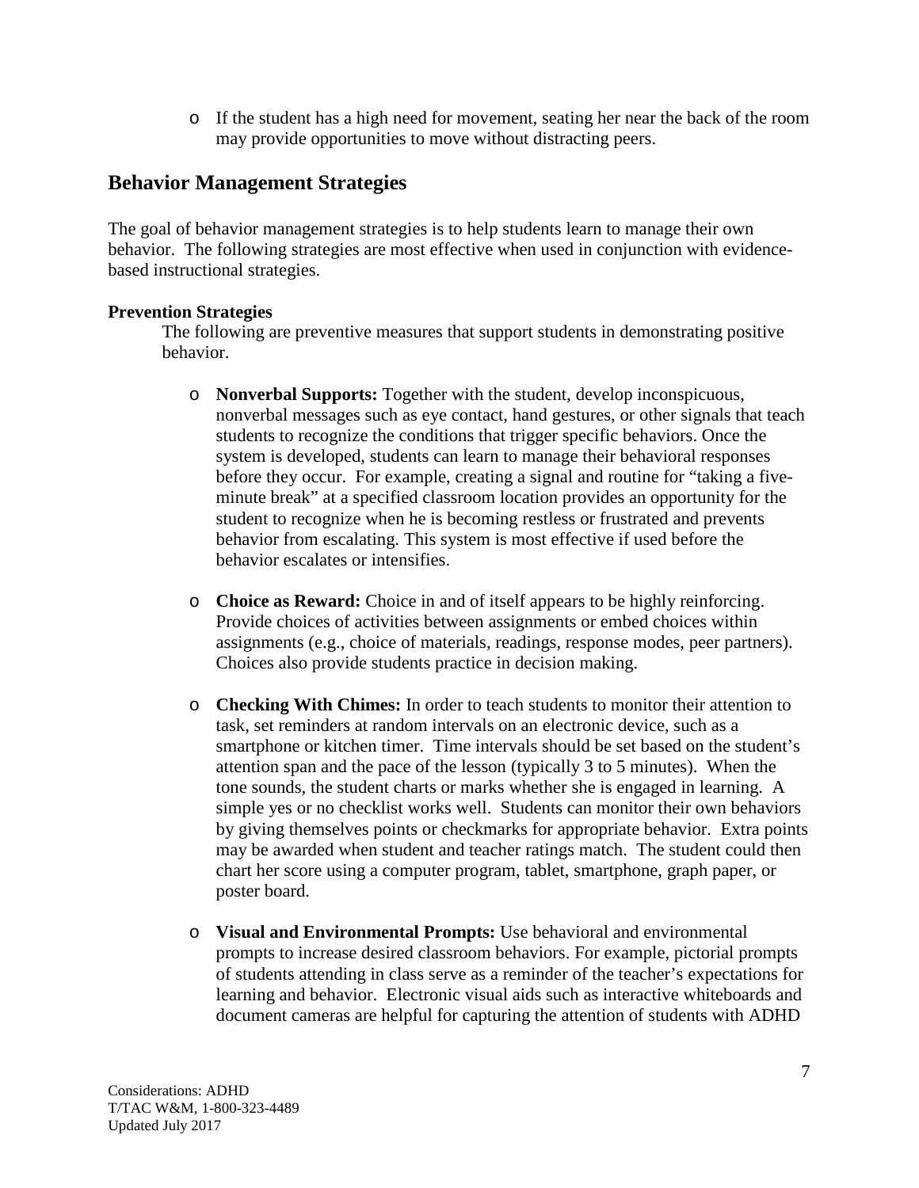- If the student has a high need for movement, seating her near the back of the room may provide opportunities to move without distracting peers.

## Behavior Management Strategies

The goal of behavior management strategies is to help students learn to manage their own behavior. The following strategies are most effective when used in conjunction with evidence-based instructional strategies.

**Prevention Strategies**

The following are preventive measures that support students in demonstrating positive behavior.

- **Nonverbal Supports:** Together with the student, develop inconspicuous, nonverbal messages such as eye contact, hand gestures, or other signals that teach students to recognize the conditions that trigger specific behaviors. Once the system is developed, students can learn to manage their behavioral responses before they occur. For example, creating a signal and routine for "taking a five-minute break" at a specified classroom location provides an opportunity for the student to recognize when he is becoming restless or frustrated and prevents behavior from escalating. This system is most effective if used before the behavior escalates or intensifies.

- **Choice as Reward:** Choice in and of itself appears to be highly reinforcing. Provide choices of activities between assignments or embed choices within assignments (e.g., choice of materials, readings, response modes, peer partners). Choices also provide students practice in decision making.

- **Checking With Chimes:** In order to teach students to monitor their attention to task, set reminders at random intervals on an electronic device, such as a smartphone or kitchen timer. Time intervals should be set based on the student's attention span and the pace of the lesson (typically 3 to 5 minutes). When the tone sounds, the student charts or marks whether she is engaged in learning. A simple yes or no checklist works well. Students can monitor their own behaviors by giving themselves points or checkmarks for appropriate behavior. Extra points may be awarded when student and teacher ratings match. The student could then chart her score using a computer program, tablet, smartphone, graph paper, or poster board.

- **Visual and Environmental Prompts:** Use behavioral and environmental prompts to increase desired classroom behaviors. For example, pictorial prompts of students attending in class serve as a reminder of the teacher's expectations for learning and behavior. Electronic visual aids such as interactive whiteboards and document cameras are helpful for capturing the attention of students with ADHD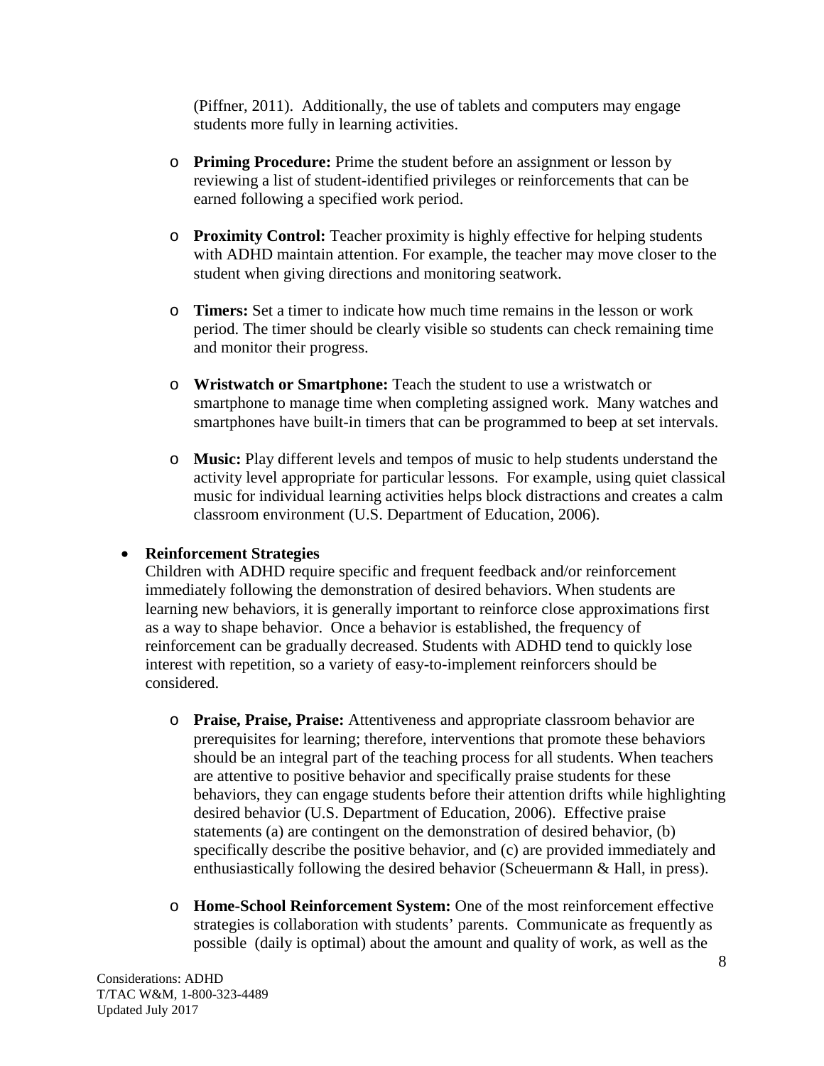(Piffner, 2011). Additionally, the use of tablets and computers may engage students more fully in learning activities.

- **Priming Procedure:** Prime the student before an assignment or lesson by reviewing a list of student-identified privileges or reinforcements that can be earned following a specified work period.

- **Proximity Control:** Teacher proximity is highly effective for helping students with ADHD maintain attention. For example, the teacher may move closer to the student when giving directions and monitoring seatwork.

- **Timers:** Set a timer to indicate how much time remains in the lesson or work period. The timer should be clearly visible so students can check remaining time and monitor their progress.

- **Wristwatch or Smartphone:** Teach the student to use a wristwatch or smartphone to manage time when completing assigned work. Many watches and smartphones have built-in timers that can be programmed to beep at set intervals.

- **Music:** Play different levels and tempos of music to help students understand the activity level appropriate for particular lessons. For example, using quiet classical music for individual learning activities helps block distractions and creates a calm classroom environment (U.S. Department of Education, 2006).

- **Reinforcement Strategies**

  Children with ADHD require specific and frequent feedback and/or reinforcement immediately following the demonstration of desired behaviors. When students are learning new behaviors, it is generally important to reinforce close approximations first as a way to shape behavior. Once a behavior is established, the frequency of reinforcement can be gradually decreased. Students with ADHD tend to quickly lose interest with repetition, so a variety of easy-to-implement reinforcers should be considered.

  - **Praise, Praise, Praise:** Attentiveness and appropriate classroom behavior are prerequisites for learning; therefore, interventions that promote these behaviors should be an integral part of the teaching process for all students. When teachers are attentive to positive behavior and specifically praise students for these behaviors, they can engage students before their attention drifts while highlighting desired behavior (U.S. Department of Education, 2006). Effective praise statements (a) are contingent on the demonstration of desired behavior, (b) specifically describe the positive behavior, and (c) are provided immediately and enthusiastically following the desired behavior (Scheuermann & Hall, in press).

  - **Home-School Reinforcement System:** One of the most reinforcement effective strategies is collaboration with students' parents. Communicate as frequently as possible (daily is optimal) about the amount and quality of work, as well as the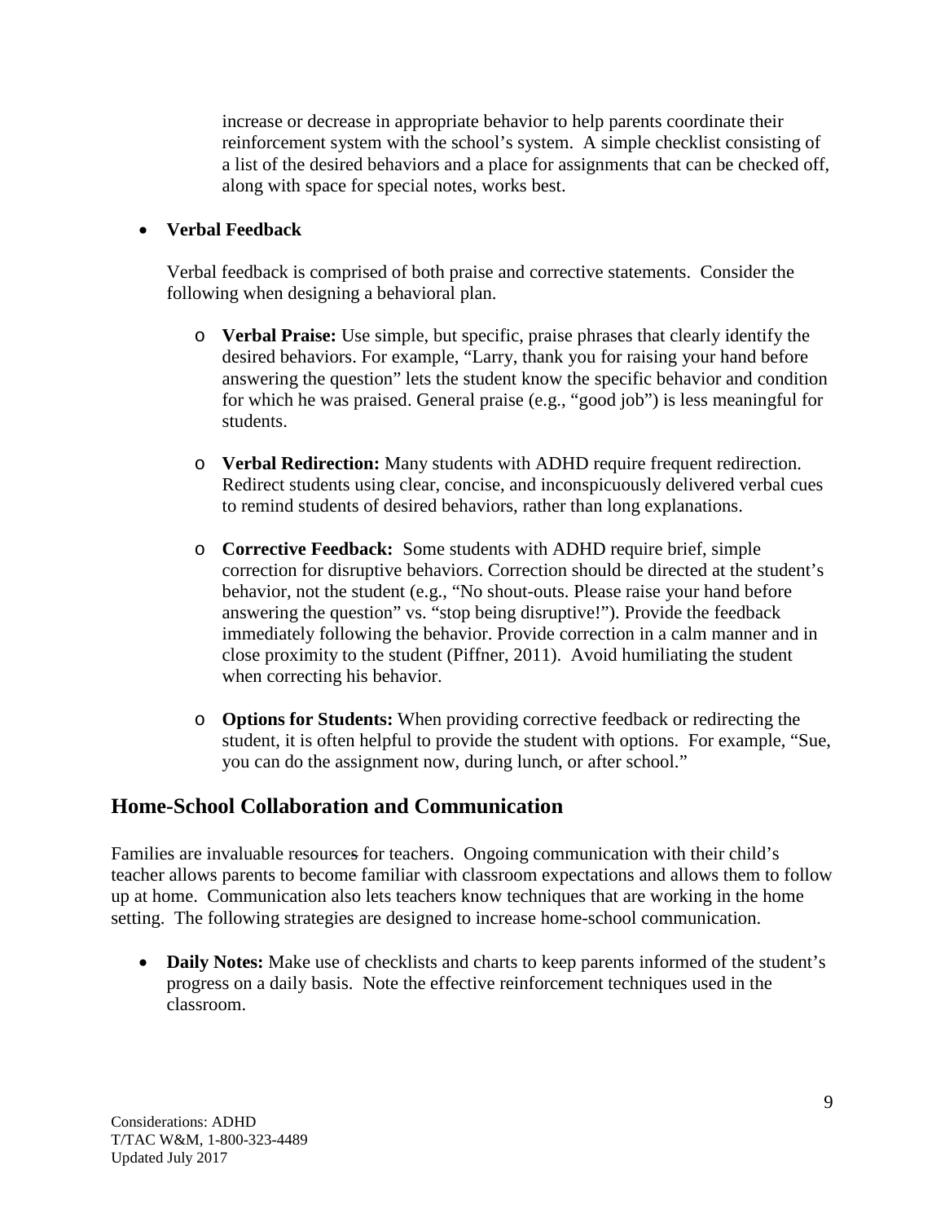increase or decrease in appropriate behavior to help parents coordinate their reinforcement system with the school's system. A simple checklist consisting of a list of the desired behaviors and a place for assignments that can be checked off, along with space for special notes, works best.

- **Verbal Feedback**

  Verbal feedback is comprised of both praise and corrective statements. Consider the following when designing a behavioral plan.

  - **Verbal Praise:** Use simple, but specific, praise phrases that clearly identify the desired behaviors. For example, "Larry, thank you for raising your hand before answering the question" lets the student know the specific behavior and condition for which he was praised. General praise (e.g., "good job") is less meaningful for students.

  - **Verbal Redirection:** Many students with ADHD require frequent redirection. Redirect students using clear, concise, and inconspicuously delivered verbal cues to remind students of desired behaviors, rather than long explanations.

  - **Corrective Feedback:** Some students with ADHD require brief, simple correction for disruptive behaviors. Correction should be directed at the student's behavior, not the student (e.g., "No shout-outs. Please raise your hand before answering the question" vs. "stop being disruptive!"). Provide the feedback immediately following the behavior. Provide correction in a calm manner and in close proximity to the student (Piffner, 2011). Avoid humiliating the student when correcting his behavior.

  - **Options for Students:** When providing corrective feedback or redirecting the student, it is often helpful to provide the student with options. For example, "Sue, you can do the assignment now, during lunch, or after school."

## Home-School Collaboration and Communication

Families are invaluable resources for teachers. Ongoing communication with their child's teacher allows parents to become familiar with classroom expectations and allows them to follow up at home. Communication also lets teachers know techniques that are working in the home setting. The following strategies are designed to increase home-school communication.

- **Daily Notes:** Make use of checklists and charts to keep parents informed of the student's progress on a daily basis. Note the effective reinforcement techniques used in the classroom.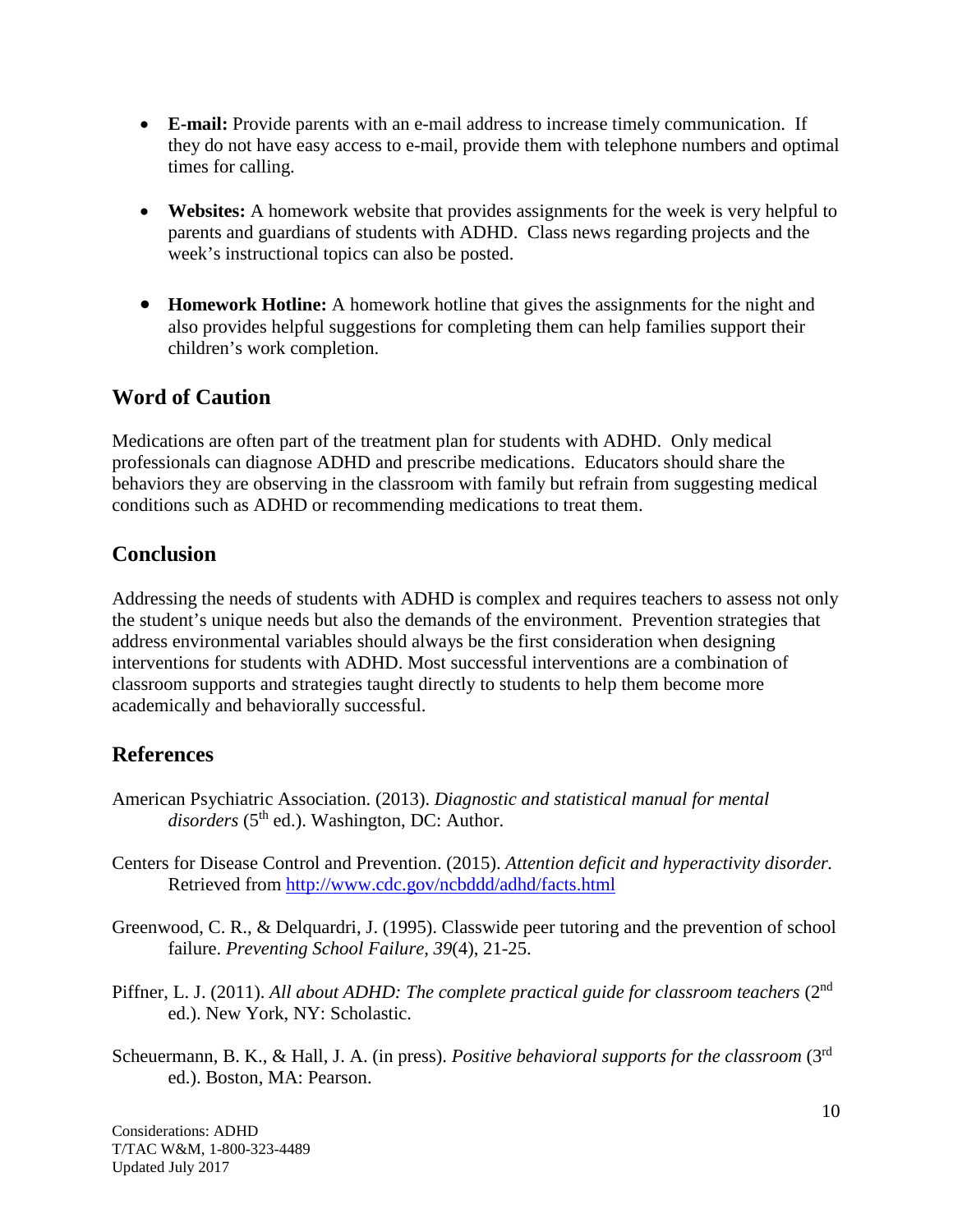- **E-mail:** Provide parents with an e-mail address to increase timely communication. If they do not have easy access to e-mail, provide them with telephone numbers and optimal times for calling.

- **Websites:** A homework website that provides assignments for the week is very helpful to parents and guardians of students with ADHD. Class news regarding projects and the week's instructional topics can also be posted.

- **Homework Hotline:** A homework hotline that gives the assignments for the night and also provides helpful suggestions for completing them can help families support their children's work completion.

## Word of Caution

Medications are often part of the treatment plan for students with ADHD. Only medical professionals can diagnose ADHD and prescribe medications. Educators should share the behaviors they are observing in the classroom with family but refrain from suggesting medical conditions such as ADHD or recommending medications to treat them.

## Conclusion

Addressing the needs of students with ADHD is complex and requires teachers to assess not only the student's unique needs but also the demands of the environment. Prevention strategies that address environmental variables should always be the first consideration when designing interventions for students with ADHD. Most successful interventions are a combination of classroom supports and strategies taught directly to students to help them become more academically and behaviorally successful.

## References

American Psychiatric Association. (2013). *Diagnostic and statistical manual for mental disorders* (5th ed.). Washington, DC: Author.

Centers for Disease Control and Prevention. (2015). *Attention deficit and hyperactivity disorder.* Retrieved from http://www.cdc.gov/ncbddd/adhd/facts.html

Greenwood, C. R., & Delquardri, J. (1995). Classwide peer tutoring and the prevention of school failure. *Preventing School Failure, 39*(4), 21-25.

Piffner, L. J. (2011). *All about ADHD: The complete practical guide for classroom teachers* (2nd ed.). New York, NY: Scholastic.

Scheuermann, B. K., & Hall, J. A. (in press). *Positive behavioral supports for the classroom* (3rd ed.). Boston, MA: Pearson.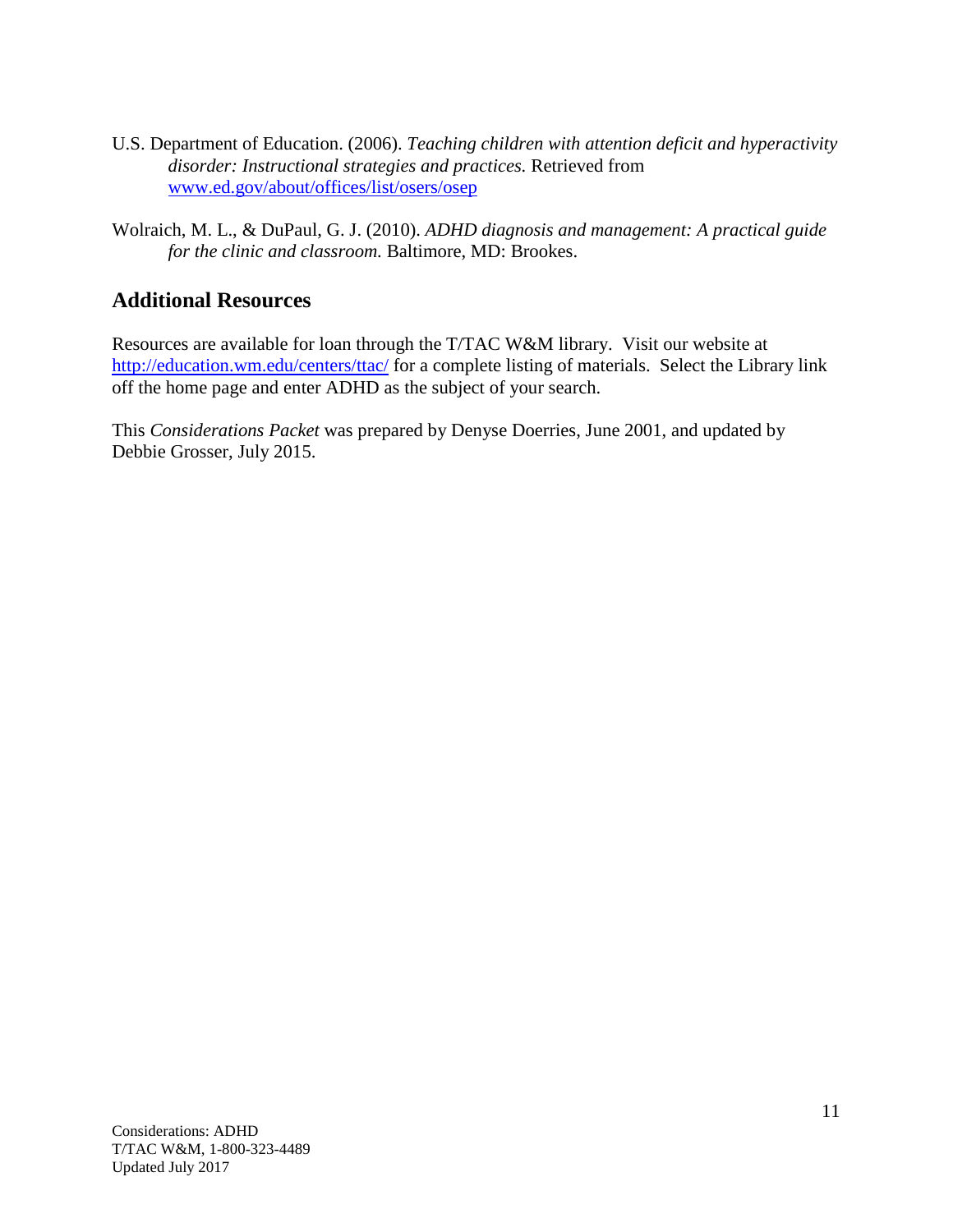U.S. Department of Education. (2006). *Teaching children with attention deficit and hyperactivity disorder: Instructional strategies and practices.* Retrieved from [www.ed.gov/about/offices/list/osers/osep](www.ed.gov/about/offices/list/osers/osep)

Wolraich, M. L., & DuPaul, G. J. (2010). *ADHD diagnosis and management: A practical guide for the clinic and classroom.* Baltimore, MD: Brookes.

## Additional Resources

Resources are available for loan through the T/TAC W&M library. Visit our website at [http://education.wm.edu/centers/ttac/](http://education.wm.edu/centers/ttac/) for a complete listing of materials. Select the Library link off the home page and enter ADHD as the subject of your search.

This *Considerations Packet* was prepared by Denyse Doerries, June 2001, and updated by Debbie Grosser, July 2015.